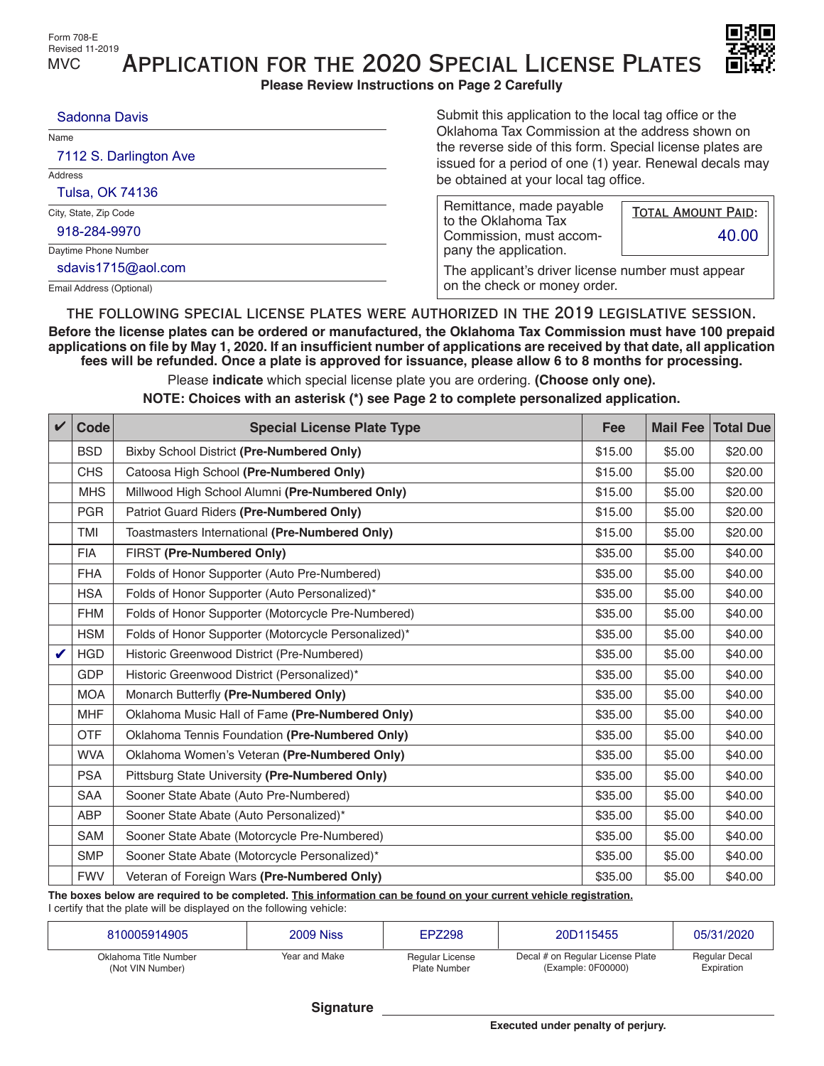Form 708-E
Revised 11-2019
MVC

# Application for the 2020 Special License Plates

**Please Review Instructions on Page 2 Carefully**

Sadonna Davis
Name

7112 S. Darlington Ave
Address

Tulsa, OK 74136
City, State, Zip Code

918-284-9970
Daytime Phone Number

sdavis1715@aol.com
Email Address (Optional)

Submit this application to the local tag office or the Oklahoma Tax Commission at the address shown on the reverse side of this form. Special license plates are issued for a period of one (1) year. Renewal decals may be obtained at your local tag office.

Remittance, made payable to the Oklahoma Tax Commission, must accompany the application.

**Total Amount Paid:** 40.00

The applicant's driver license number must appear on the check or money order.

## THE FOLLOWING SPECIAL LICENSE PLATES WERE AUTHORIZED IN THE 2019 LEGISLATIVE SESSION.

**Before the license plates can be ordered or manufactured, the Oklahoma Tax Commission must have 100 prepaid applications on file by May 1, 2020. If an insufficient number of applications are received by that date, all application fees will be refunded. Once a plate is approved for issuance, please allow 6 to 8 months for processing.**

Please **indicate** which special license plate you are ordering. **(Choose only one).**

**NOTE: Choices with an asterisk (*) see Page 2 to complete personalized application.**

| ✔ | Code | Special License Plate Type | Fee | Mail Fee | Total Due |
|---|---|---|---|---|---|
| | BSD | Bixby School District **(Pre-Numbered Only)** | $15.00 | $5.00 | $20.00 |
| | CHS | Catoosa High School **(Pre-Numbered Only)** | $15.00 | $5.00 | $20.00 |
| | MHS | Millwood High School Alumni **(Pre-Numbered Only)** | $15.00 | $5.00 | $20.00 |
| | PGR | Patriot Guard Riders **(Pre-Numbered Only)** | $15.00 | $5.00 | $20.00 |
| | TMI | Toastmasters International **(Pre-Numbered Only)** | $15.00 | $5.00 | $20.00 |
| | FIA | FIRST **(Pre-Numbered Only)** | $35.00 | $5.00 | $40.00 |
| | FHA | Folds of Honor Supporter (Auto Pre-Numbered) | $35.00 | $5.00 | $40.00 |
| | HSA | Folds of Honor Supporter (Auto Personalized)* | $35.00 | $5.00 | $40.00 |
| | FHM | Folds of Honor Supporter (Motorcycle Pre-Numbered) | $35.00 | $5.00 | $40.00 |
| | HSM | Folds of Honor Supporter (Motorcycle Personalized)* | $35.00 | $5.00 | $40.00 |
| ✔ | HGD | Historic Greenwood District (Pre-Numbered) | $35.00 | $5.00 | $40.00 |
| | GDP | Historic Greenwood District (Personalized)* | $35.00 | $5.00 | $40.00 |
| | MOA | Monarch Butterfly **(Pre-Numbered Only)** | $35.00 | $5.00 | $40.00 |
| | MHF | Oklahoma Music Hall of Fame **(Pre-Numbered Only)** | $35.00 | $5.00 | $40.00 |
| | OTF | Oklahoma Tennis Foundation **(Pre-Numbered Only)** | $35.00 | $5.00 | $40.00 |
| | WVA | Oklahoma Women's Veteran **(Pre-Numbered Only)** | $35.00 | $5.00 | $40.00 |
| | PSA | Pittsburg State University **(Pre-Numbered Only)** | $35.00 | $5.00 | $40.00 |
| | SAA | Sooner State Abate (Auto Pre-Numbered) | $35.00 | $5.00 | $40.00 |
| | ABP | Sooner State Abate (Auto Personalized)* | $35.00 | $5.00 | $40.00 |
| | SAM | Sooner State Abate (Motorcycle Pre-Numbered) | $35.00 | $5.00 | $40.00 |
| | SMP | Sooner State Abate (Motorcycle Personalized)* | $35.00 | $5.00 | $40.00 |
| | FWV | Veteran of Foreign Wars **(Pre-Numbered Only)** | $35.00 | $5.00 | $40.00 |

**The boxes below are required to be completed. <u>This information can be found on your current vehicle registration.</u>**
I certify that the plate will be displayed on the following vehicle:

| 810005914905 | 2009 Niss | EPZ298 | 20D115455 | 05/31/2020 |
|---|---|---|---|---|
| Oklahoma Title Number (Not VIN Number) | Year and Make | Regular License Plate Number | Decal # on Regular License Plate (Example: 0F00000) | Regular Decal Expiration |

**Signature** ______________________________

**Executed under penalty of perjury.**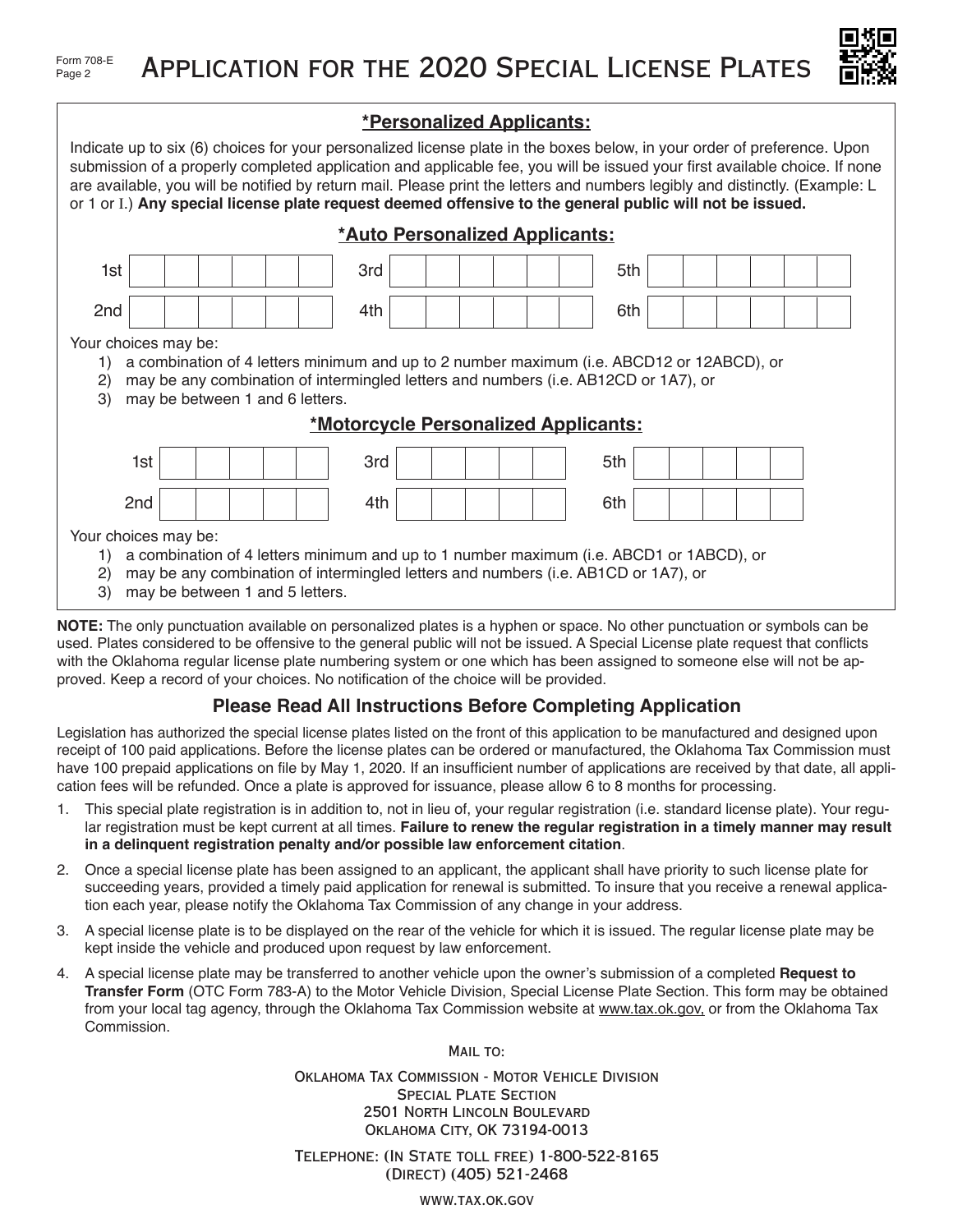# Application for the 2020 Special License Plates

## *Personalized Applicants:

Indicate up to six (6) choices for your personalized license plate in the boxes below, in your order of preference. Upon submission of a properly completed application and applicable fee, you will be issued your first available choice. If none are available, you will be notified by return mail. Please print the letters and numbers legibly and distinctly. (Example: L or 1 or I.) **Any special license plate request deemed offensive to the general public will not be issued.**

### *Auto Personalized Applicants:

| | | | | | |
|---|---|---|---|---|---|
| 1st | | 3rd | | 5th | |
| 2nd | | 4th | | 6th | |

Your choices may be:

1) a combination of 4 letters minimum and up to 2 number maximum (i.e. ABCD12 or 12ABCD), or
2) may be any combination of intermingled letters and numbers (i.e. AB12CD or 1A7), or
3) may be between 1 and 6 letters.

### *Motorcycle Personalized Applicants:

| | | | | | |
|---|---|---|---|---|---|
| 1st | | 3rd | | 5th | |
| 2nd | | 4th | | 6th | |

Your choices may be:

1) a combination of 4 letters minimum and up to 1 number maximum (i.e. ABCD1 or 1ABCD), or
2) may be any combination of intermingled letters and numbers (i.e. AB1CD or 1A7), or
3) may be between 1 and 5 letters.

**NOTE:** The only punctuation available on personalized plates is a hyphen or space. No other punctuation or symbols can be used. Plates considered to be offensive to the general public will not be issued. A Special License plate request that conflicts with the Oklahoma regular license plate numbering system or one which has been assigned to someone else will not be approved. Keep a record of your choices. No notification of the choice will be provided.

## Please Read All Instructions Before Completing Application

Legislation has authorized the special license plates listed on the front of this application to be manufactured and designed upon receipt of 100 paid applications. Before the license plates can be ordered or manufactured, the Oklahoma Tax Commission must have 100 prepaid applications on file by May 1, 2020. If an insufficient number of applications are received by that date, all application fees will be refunded. Once a plate is approved for issuance, please allow 6 to 8 months for processing.

1. This special plate registration is in addition to, not in lieu of, your regular registration (i.e. standard license plate). Your regular registration must be kept current at all times. **Failure to renew the regular registration in a timely manner may result in a delinquent registration penalty and/or possible law enforcement citation**.
2. Once a special license plate has been assigned to an applicant, the applicant shall have priority to such license plate for succeeding years, provided a timely paid application for renewal is submitted. To insure that you receive a renewal application each year, please notify the Oklahoma Tax Commission of any change in your address.
3. A special license plate is to be displayed on the rear of the vehicle for which it is issued. The regular license plate may be kept inside the vehicle and produced upon request by law enforcement.
4. A special license plate may be transferred to another vehicle upon the owner's submission of a completed **Request to Transfer Form** (OTC Form 783-A) to the Motor Vehicle Division, Special License Plate Section. This form may be obtained from your local tag agency, through the Oklahoma Tax Commission website at www.tax.ok.gov, or from the Oklahoma Tax Commission.

Mail to:

Oklahoma Tax Commission - Motor Vehicle Division
Special Plate Section
2501 North Lincoln Boulevard
Oklahoma City, OK 73194-0013

Telephone: (In State toll free) 1-800-522-8165
(Direct) (405) 521-2468

www.tax.ok.gov